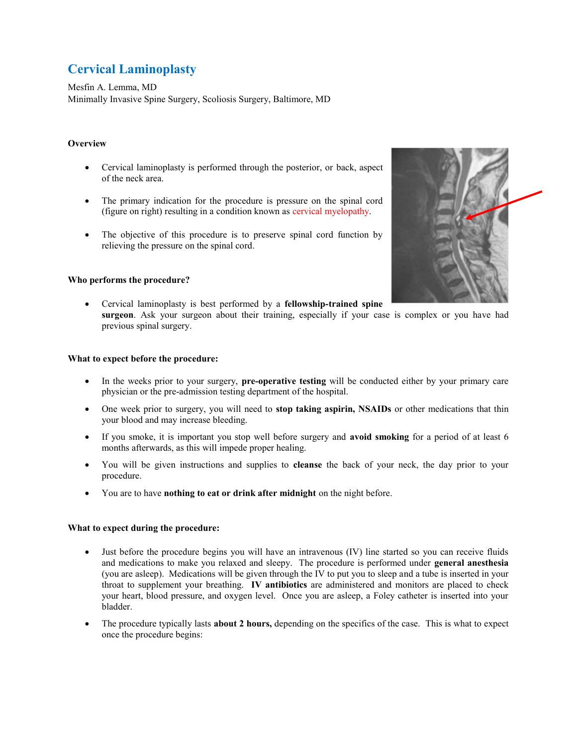# Cervical Laminoplasty

Mesfin A. Lemma, MD
Minimally Invasive Spine Surgery, Scoliosis Surgery, Baltimore, MD

### Overview

- Cervical laminoplasty is performed through the posterior, or back, aspect of the neck area.
- The primary indication for the procedure is pressure on the spinal cord (figure on right) resulting in a condition known as cervical myelopathy.
- The objective of this procedure is to preserve spinal cord function by relieving the pressure on the spinal cord.

### Who performs the procedure?

- Cervical laminoplasty is best performed by a **fellowship-trained spine surgeon**. Ask your surgeon about their training, especially if your case is complex or you have had previous spinal surgery.

### What to expect before the procedure:

- In the weeks prior to your surgery, **pre-operative testing** will be conducted either by your primary care physician or the pre-admission testing department of the hospital.
- One week prior to surgery, you will need to **stop taking aspirin, NSAIDs** or other medications that thin your blood and may increase bleeding.
- If you smoke, it is important you stop well before surgery and **avoid smoking** for a period of at least 6 months afterwards, as this will impede proper healing.
- You will be given instructions and supplies to **cleanse** the back of your neck, the day prior to your procedure.
- You are to have **nothing to eat or drink after midnight** on the night before.

### What to expect during the procedure:

- Just before the procedure begins you will have an intravenous (IV) line started so you can receive fluids and medications to make you relaxed and sleepy. The procedure is performed under **general anesthesia** (you are asleep). Medications will be given through the IV to put you to sleep and a tube is inserted in your throat to supplement your breathing. **IV antibiotics** are administered and monitors are placed to check your heart, blood pressure, and oxygen level. Once you are asleep, a Foley catheter is inserted into your bladder.
- The procedure typically lasts **about 2 hours,** depending on the specifics of the case. This is what to expect once the procedure begins: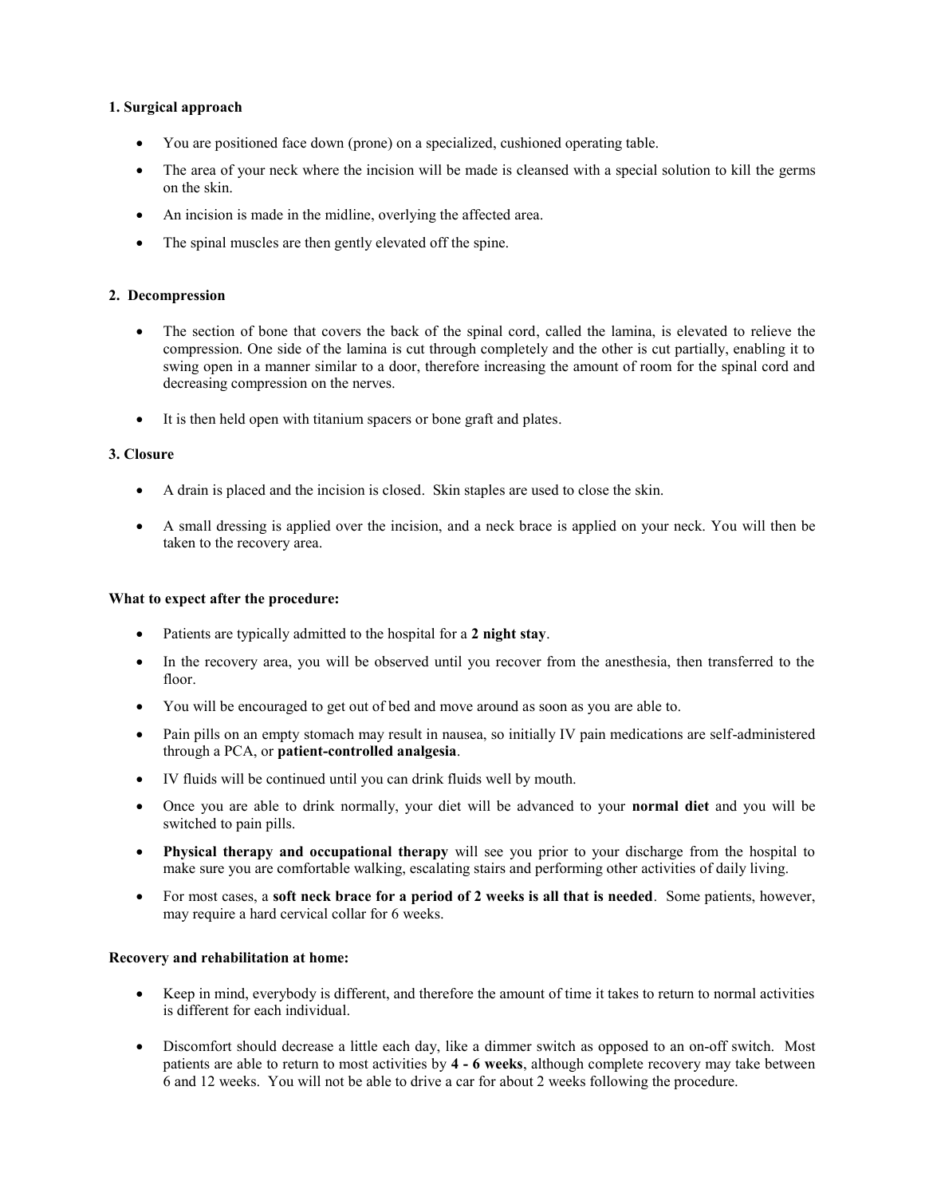**1. Surgical approach**

- You are positioned face down (prone) on a specialized, cushioned operating table.
- The area of your neck where the incision will be made is cleansed with a special solution to kill the germs on the skin.
- An incision is made in the midline, overlying the affected area.
- The spinal muscles are then gently elevated off the spine.

**2. Decompression**

- The section of bone that covers the back of the spinal cord, called the lamina, is elevated to relieve the compression. One side of the lamina is cut through completely and the other is cut partially, enabling it to swing open in a manner similar to a door, therefore increasing the amount of room for the spinal cord and decreasing compression on the nerves.
- It is then held open with titanium spacers or bone graft and plates.

**3. Closure**

- A drain is placed and the incision is closed. Skin staples are used to close the skin.
- A small dressing is applied over the incision, and a neck brace is applied on your neck. You will then be taken to the recovery area.

**What to expect after the procedure:**

- Patients are typically admitted to the hospital for a **2 night stay**.
- In the recovery area, you will be observed until you recover from the anesthesia, then transferred to the floor.
- You will be encouraged to get out of bed and move around as soon as you are able to.
- Pain pills on an empty stomach may result in nausea, so initially IV pain medications are self-administered through a PCA, or **patient-controlled analgesia**.
- IV fluids will be continued until you can drink fluids well by mouth.
- Once you are able to drink normally, your diet will be advanced to your **normal diet** and you will be switched to pain pills.
- **Physical therapy and occupational therapy** will see you prior to your discharge from the hospital to make sure you are comfortable walking, escalating stairs and performing other activities of daily living.
- For most cases, a **soft neck brace for a period of 2 weeks is all that is needed**. Some patients, however, may require a hard cervical collar for 6 weeks.

**Recovery and rehabilitation at home:**

- Keep in mind, everybody is different, and therefore the amount of time it takes to return to normal activities is different for each individual.
- Discomfort should decrease a little each day, like a dimmer switch as opposed to an on-off switch. Most patients are able to return to most activities by **4 - 6 weeks**, although complete recovery may take between 6 and 12 weeks. You will not be able to drive a car for about 2 weeks following the procedure.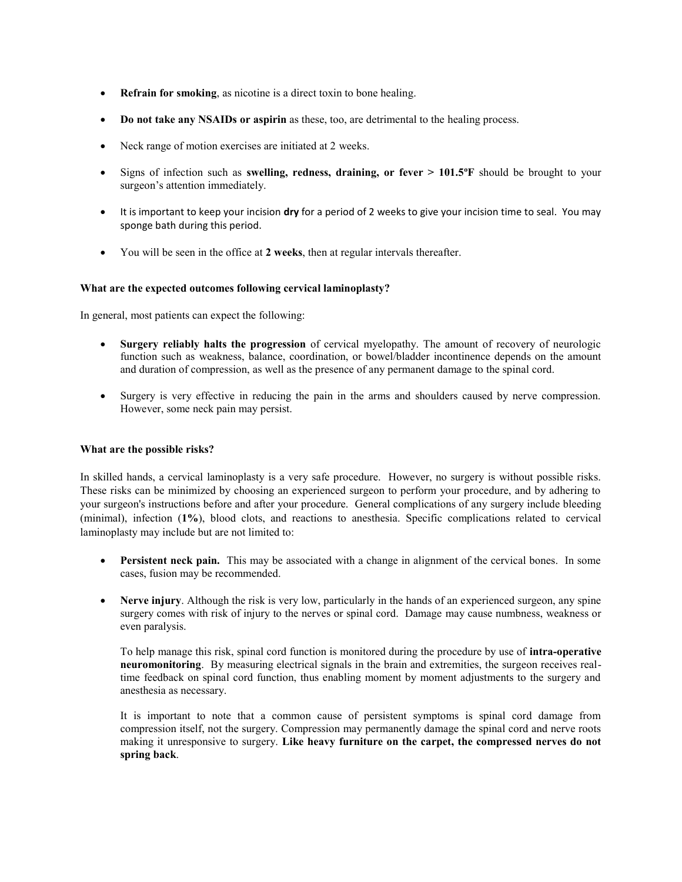- **Refrain for smoking**, as nicotine is a direct toxin to bone healing.
- **Do not take any NSAIDs or aspirin** as these, too, are detrimental to the healing process.
- Neck range of motion exercises are initiated at 2 weeks.
- Signs of infection such as **swelling, redness, draining, or fever > 101.5ºF** should be brought to your surgeon's attention immediately.
- It is important to keep your incision **dry** for a period of 2 weeks to give your incision time to seal. You may sponge bath during this period.
- You will be seen in the office at **2 weeks**, then at regular intervals thereafter.

**What are the expected outcomes following cervical laminoplasty?**

In general, most patients can expect the following:

- **Surgery reliably halts the progression** of cervical myelopathy. The amount of recovery of neurologic function such as weakness, balance, coordination, or bowel/bladder incontinence depends on the amount and duration of compression, as well as the presence of any permanent damage to the spinal cord.
- Surgery is very effective in reducing the pain in the arms and shoulders caused by nerve compression. However, some neck pain may persist.

**What are the possible risks?**

In skilled hands, a cervical laminoplasty is a very safe procedure. However, no surgery is without possible risks. These risks can be minimized by choosing an experienced surgeon to perform your procedure, and by adhering to your surgeon's instructions before and after your procedure. General complications of any surgery include bleeding (minimal), infection (**1%**), blood clots, and reactions to anesthesia. Specific complications related to cervical laminoplasty may include but are not limited to:

- **Persistent neck pain.** This may be associated with a change in alignment of the cervical bones. In some cases, fusion may be recommended.
- **Nerve injury**. Although the risk is very low, particularly in the hands of an experienced surgeon, any spine surgery comes with risk of injury to the nerves or spinal cord. Damage may cause numbness, weakness or even paralysis.

  To help manage this risk, spinal cord function is monitored during the procedure by use of **intra-operative neuromonitoring**. By measuring electrical signals in the brain and extremities, the surgeon receives real-time feedback on spinal cord function, thus enabling moment by moment adjustments to the surgery and anesthesia as necessary.

  It is important to note that a common cause of persistent symptoms is spinal cord damage from compression itself, not the surgery. Compression may permanently damage the spinal cord and nerve roots making it unresponsive to surgery. **Like heavy furniture on the carpet, the compressed nerves do not spring back**.